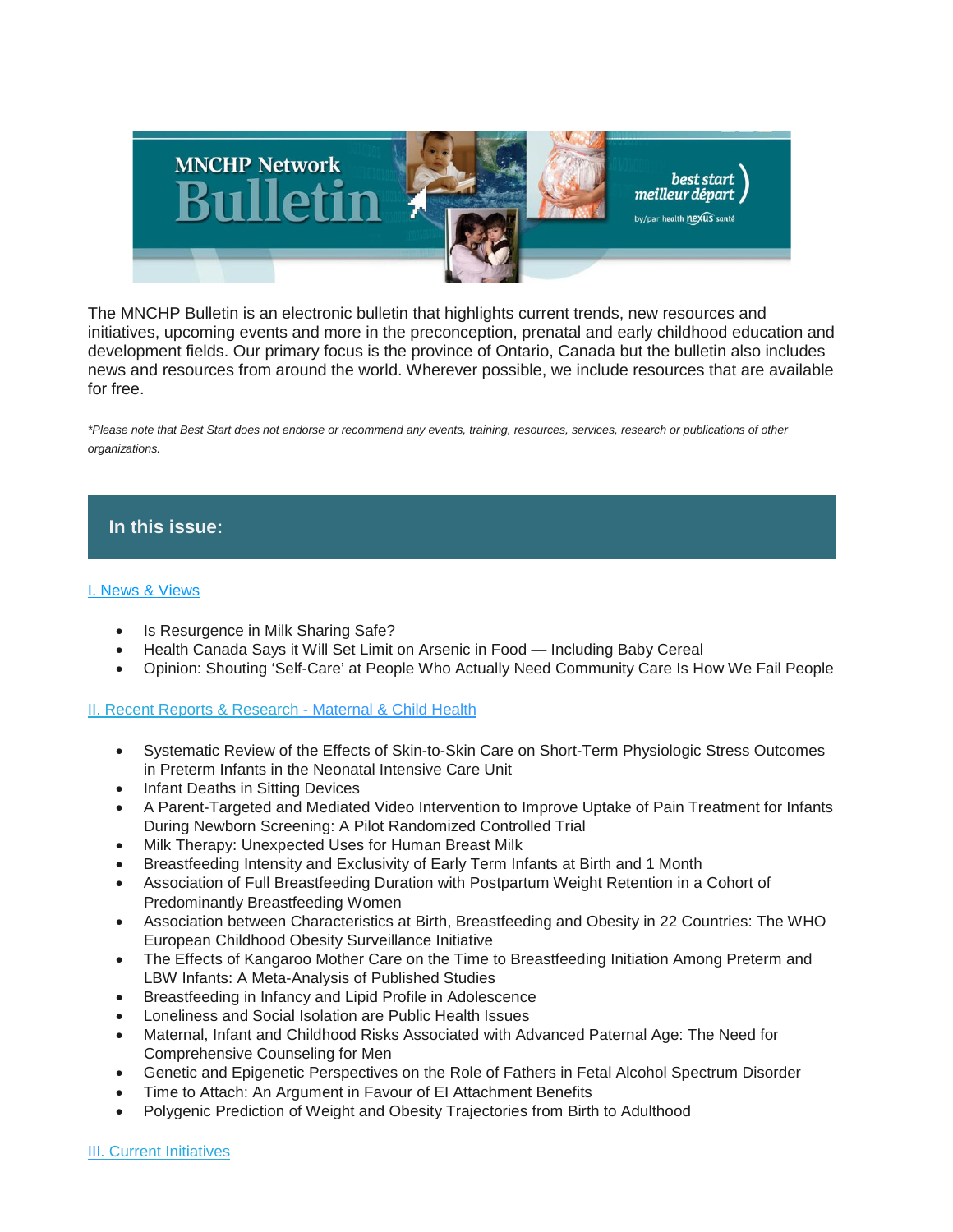The MNCHP Bulletin is an electronic bulletin that highlights current trends, new resources and initiatives, upcoming events and more in the preconception, prenatal and early childhood education and development fields. Our primary focus is the province of Ontario, Canada but the bulletin also includes news and resources from around the world. Wherever possible, we include resources that are available for free.

*\*Please note that Best Start does not endorse or recommend any events, training, resources, services, research or publications of other organizations.*

## In this issue:

I. News & Views

- Is Resurgence in Milk Sharing Safe?
- Health Canada Says it Will Set Limit on Arsenic in Food — Including Baby Cereal
- Opinion: Shouting 'Self-Care' at People Who Actually Need Community Care Is How We Fail People

II. Recent Reports & Research - Maternal & Child Health

- Systematic Review of the Effects of Skin-to-Skin Care on Short-Term Physiologic Stress Outcomes in Preterm Infants in the Neonatal Intensive Care Unit
- Infant Deaths in Sitting Devices
- A Parent-Targeted and Mediated Video Intervention to Improve Uptake of Pain Treatment for Infants During Newborn Screening: A Pilot Randomized Controlled Trial
- Milk Therapy: Unexpected Uses for Human Breast Milk
- Breastfeeding Intensity and Exclusivity of Early Term Infants at Birth and 1 Month
- Association of Full Breastfeeding Duration with Postpartum Weight Retention in a Cohort of Predominantly Breastfeeding Women
- Association between Characteristics at Birth, Breastfeeding and Obesity in 22 Countries: The WHO European Childhood Obesity Surveillance Initiative
- The Effects of Kangaroo Mother Care on the Time to Breastfeeding Initiation Among Preterm and LBW Infants: A Meta-Analysis of Published Studies
- Breastfeeding in Infancy and Lipid Profile in Adolescence
- Loneliness and Social Isolation are Public Health Issues
- Maternal, Infant and Childhood Risks Associated with Advanced Paternal Age: The Need for Comprehensive Counseling for Men
- Genetic and Epigenetic Perspectives on the Role of Fathers in Fetal Alcohol Spectrum Disorder
- Time to Attach: An Argument in Favour of EI Attachment Benefits
- Polygenic Prediction of Weight and Obesity Trajectories from Birth to Adulthood

III. Current Initiatives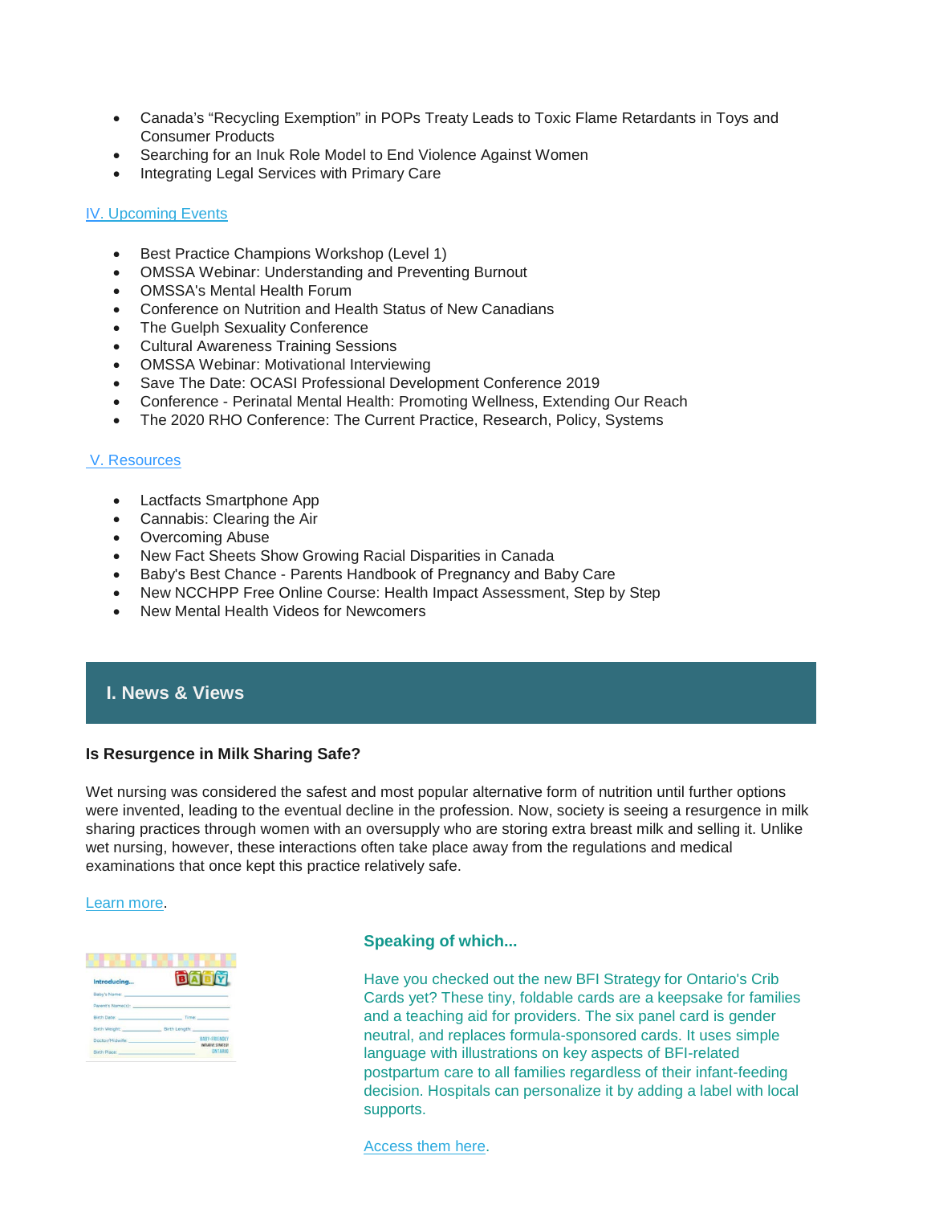- Canada's "Recycling Exemption" in POPs Treaty Leads to Toxic Flame Retardants in Toys and Consumer Products
- Searching for an Inuk Role Model to End Violence Against Women
- Integrating Legal Services with Primary Care

IV. Upcoming Events

- Best Practice Champions Workshop (Level 1)
- OMSSA Webinar: Understanding and Preventing Burnout
- OMSSA's Mental Health Forum
- Conference on Nutrition and Health Status of New Canadians
- The Guelph Sexuality Conference
- Cultural Awareness Training Sessions
- OMSSA Webinar: Motivational Interviewing
- Save The Date: OCASI Professional Development Conference 2019
- Conference - Perinatal Mental Health: Promoting Wellness, Extending Our Reach
- The 2020 RHO Conference: The Current Practice, Research, Policy, Systems

V. Resources

- Lactfacts Smartphone App
- Cannabis: Clearing the Air
- Overcoming Abuse
- New Fact Sheets Show Growing Racial Disparities in Canada
- Baby's Best Chance - Parents Handbook of Pregnancy and Baby Care
- New NCCHPP Free Online Course: Health Impact Assessment, Step by Step
- New Mental Health Videos for Newcomers

## I. News & Views

### Is Resurgence in Milk Sharing Safe?

Wet nursing was considered the safest and most popular alternative form of nutrition until further options were invented, leading to the eventual decline in the profession. Now, society is seeing a resurgence in milk sharing practices through women with an oversupply who are storing extra breast milk and selling it. Unlike wet nursing, however, these interactions often take place away from the regulations and medical examinations that once kept this practice relatively safe.

Learn more.

### Speaking of which...

Have you checked out the new BFI Strategy for Ontario's Crib Cards yet? These tiny, foldable cards are a keepsake for families and a teaching aid for providers. The six panel card is gender neutral, and replaces formula-sponsored cards. It uses simple language with illustrations on key aspects of BFI-related postpartum care to all families regardless of their infant-feeding decision. Hospitals can personalize it by adding a label with local supports.

Access them here.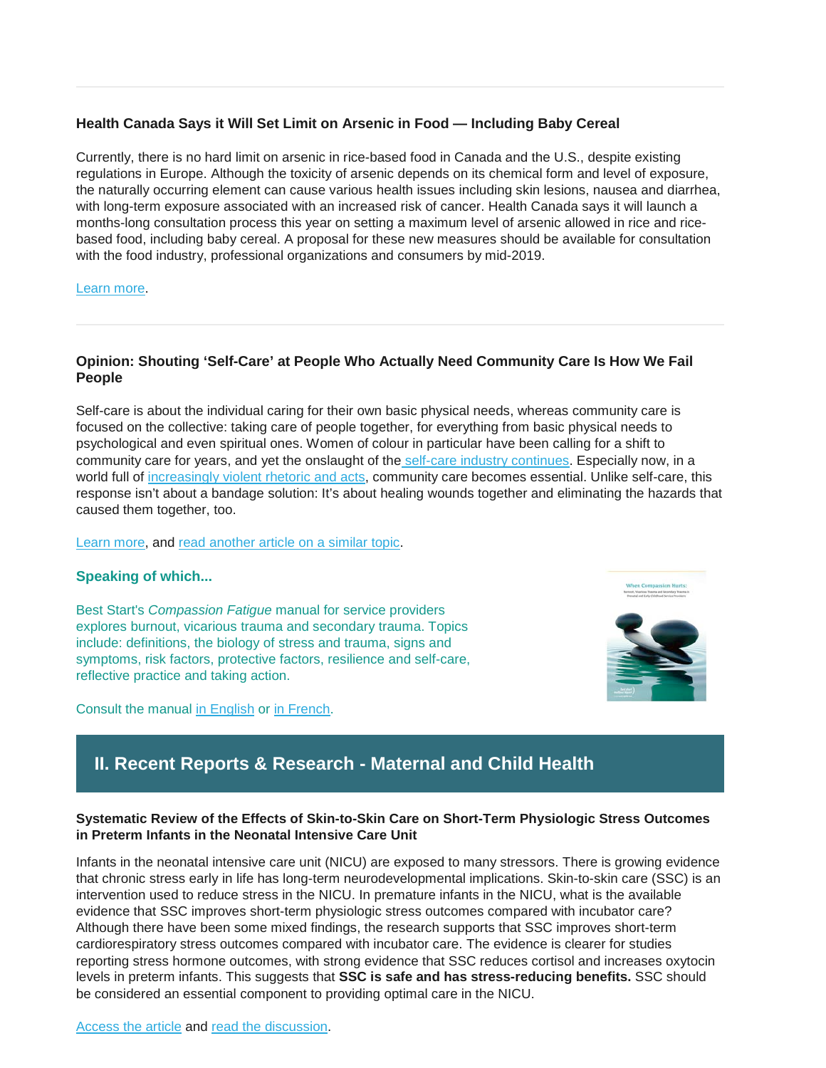---

### Health Canada Says it Will Set Limit on Arsenic in Food — Including Baby Cereal

Currently, there is no hard limit on arsenic in rice-based food in Canada and the U.S., despite existing regulations in Europe. Although the toxicity of arsenic depends on its chemical form and level of exposure, the naturally occurring element can cause various health issues including skin lesions, nausea and diarrhea, with long-term exposure associated with an increased risk of cancer. Health Canada says it will launch a months-long consultation process this year on setting a maximum level of arsenic allowed in rice and rice-based food, including baby cereal. A proposal for these new measures should be available for consultation with the food industry, professional organizations and consumers by mid-2019.

Learn more.

---

### Opinion: Shouting 'Self-Care' at People Who Actually Need Community Care Is How We Fail People

Self-care is about the individual caring for their own basic physical needs, whereas community care is focused on the collective: taking care of people together, for everything from basic physical needs to psychological and even spiritual ones. Women of colour in particular have been calling for a shift to community care for years, and yet the onslaught of the self-care industry continues. Especially now, in a world full of increasingly violent rhetoric and acts, community care becomes essential. Unlike self-care, this response isn't about a bandage solution: It's about healing wounds together and eliminating the hazards that caused them together, too.

Learn more, and read another article on a similar topic.

#### Speaking of which...

Best Start's *Compassion Fatigue* manual for service providers explores burnout, vicarious trauma and secondary trauma. Topics include: definitions, the biology of stress and trauma, signs and symptoms, risk factors, protective factors, resilience and self-care, reflective practice and taking action.

Consult the manual in English or in French.

## II. Recent Reports & Research - Maternal and Child Health

### Systematic Review of the Effects of Skin-to-Skin Care on Short-Term Physiologic Stress Outcomes in Preterm Infants in the Neonatal Intensive Care Unit

Infants in the neonatal intensive care unit (NICU) are exposed to many stressors. There is growing evidence that chronic stress early in life has long-term neurodevelopmental implications. Skin-to-skin care (SSC) is an intervention used to reduce stress in the NICU. In premature infants in the NICU, what is the available evidence that SSC improves short-term physiologic stress outcomes compared with incubator care? Although there have been some mixed findings, the research supports that SSC improves short-term cardiorespiratory stress outcomes compared with incubator care. The evidence is clearer for studies reporting stress hormone outcomes, with strong evidence that SSC reduces cortisol and increases oxytocin levels in preterm infants. This suggests that **SSC is safe and has stress-reducing benefits.** SSC should be considered an essential component to providing optimal care in the NICU.

Access the article and read the discussion.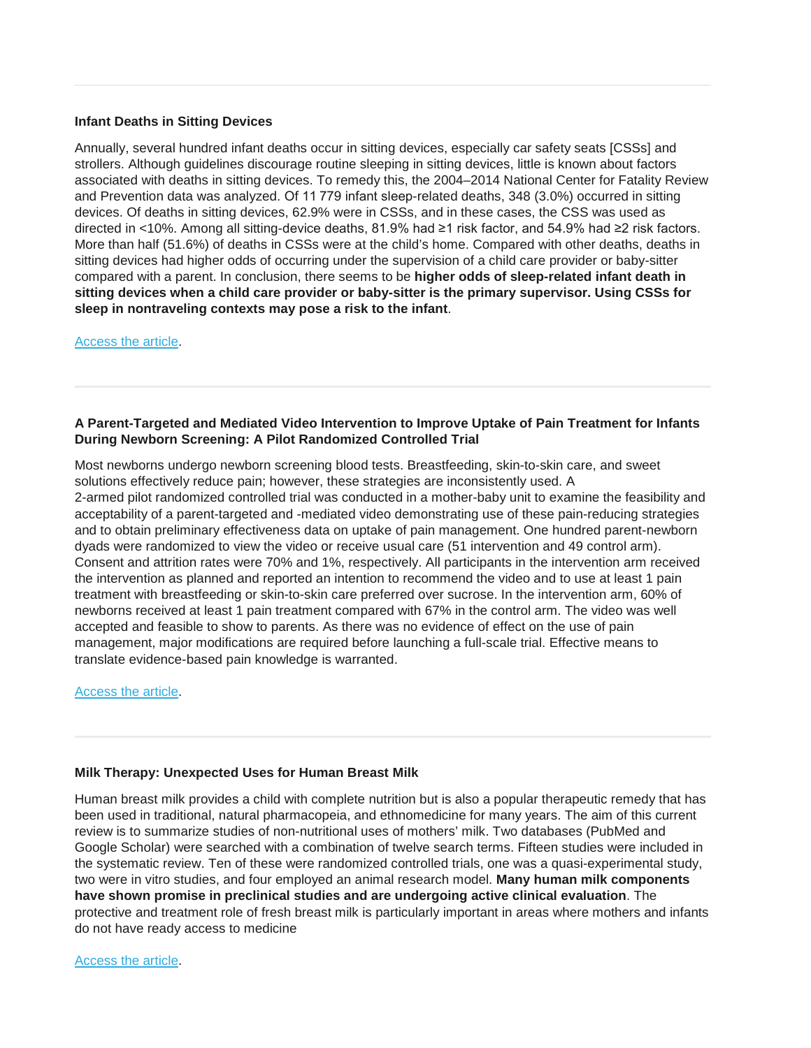---

### Infant Deaths in Sitting Devices

Annually, several hundred infant deaths occur in sitting devices, especially car safety seats [CSSs] and strollers. Although guidelines discourage routine sleeping in sitting devices, little is known about factors associated with deaths in sitting devices. To remedy this, the 2004–2014 National Center for Fatality Review and Prevention data was analyzed. Of 11 779 infant sleep-related deaths, 348 (3.0%) occurred in sitting devices. Of deaths in sitting devices, 62.9% were in CSSs, and in these cases, the CSS was used as directed in <10%. Among all sitting-device deaths, 81.9% had ≥1 risk factor, and 54.9% had ≥2 risk factors. More than half (51.6%) of deaths in CSSs were at the child's home. Compared with other deaths, deaths in sitting devices had higher odds of occurring under the supervision of a child care provider or baby-sitter compared with a parent. In conclusion, there seems to be **higher odds of sleep-related infant death in sitting devices when a child care provider or baby-sitter is the primary supervisor. Using CSSs for sleep in nontraveling contexts may pose a risk to the infant**.

Access the article.

---

### A Parent-Targeted and Mediated Video Intervention to Improve Uptake of Pain Treatment for Infants During Newborn Screening: A Pilot Randomized Controlled Trial

Most newborns undergo newborn screening blood tests. Breastfeeding, skin-to-skin care, and sweet solutions effectively reduce pain; however, these strategies are inconsistently used. A 2-armed pilot randomized controlled trial was conducted in a mother-baby unit to examine the feasibility and acceptability of a parent-targeted and -mediated video demonstrating use of these pain-reducing strategies and to obtain preliminary effectiveness data on uptake of pain management. One hundred parent-newborn dyads were randomized to view the video or receive usual care (51 intervention and 49 control arm). Consent and attrition rates were 70% and 1%, respectively. All participants in the intervention arm received the intervention as planned and reported an intention to recommend the video and to use at least 1 pain treatment with breastfeeding or skin-to-skin care preferred over sucrose. In the intervention arm, 60% of newborns received at least 1 pain treatment compared with 67% in the control arm. The video was well accepted and feasible to show to parents. As there was no evidence of effect on the use of pain management, major modifications are required before launching a full-scale trial. Effective means to translate evidence-based pain knowledge is warranted.

Access the article.

---

### Milk Therapy: Unexpected Uses for Human Breast Milk

Human breast milk provides a child with complete nutrition but is also a popular therapeutic remedy that has been used in traditional, natural pharmacopeia, and ethnomedicine for many years. The aim of this current review is to summarize studies of non-nutritional uses of mothers' milk. Two databases (PubMed and Google Scholar) were searched with a combination of twelve search terms. Fifteen studies were included in the systematic review. Ten of these were randomized controlled trials, one was a quasi-experimental study, two were in vitro studies, and four employed an animal research model. **Many human milk components have shown promise in preclinical studies and are undergoing active clinical evaluation**. The protective and treatment role of fresh breast milk is particularly important in areas where mothers and infants do not have ready access to medicine

Access the article.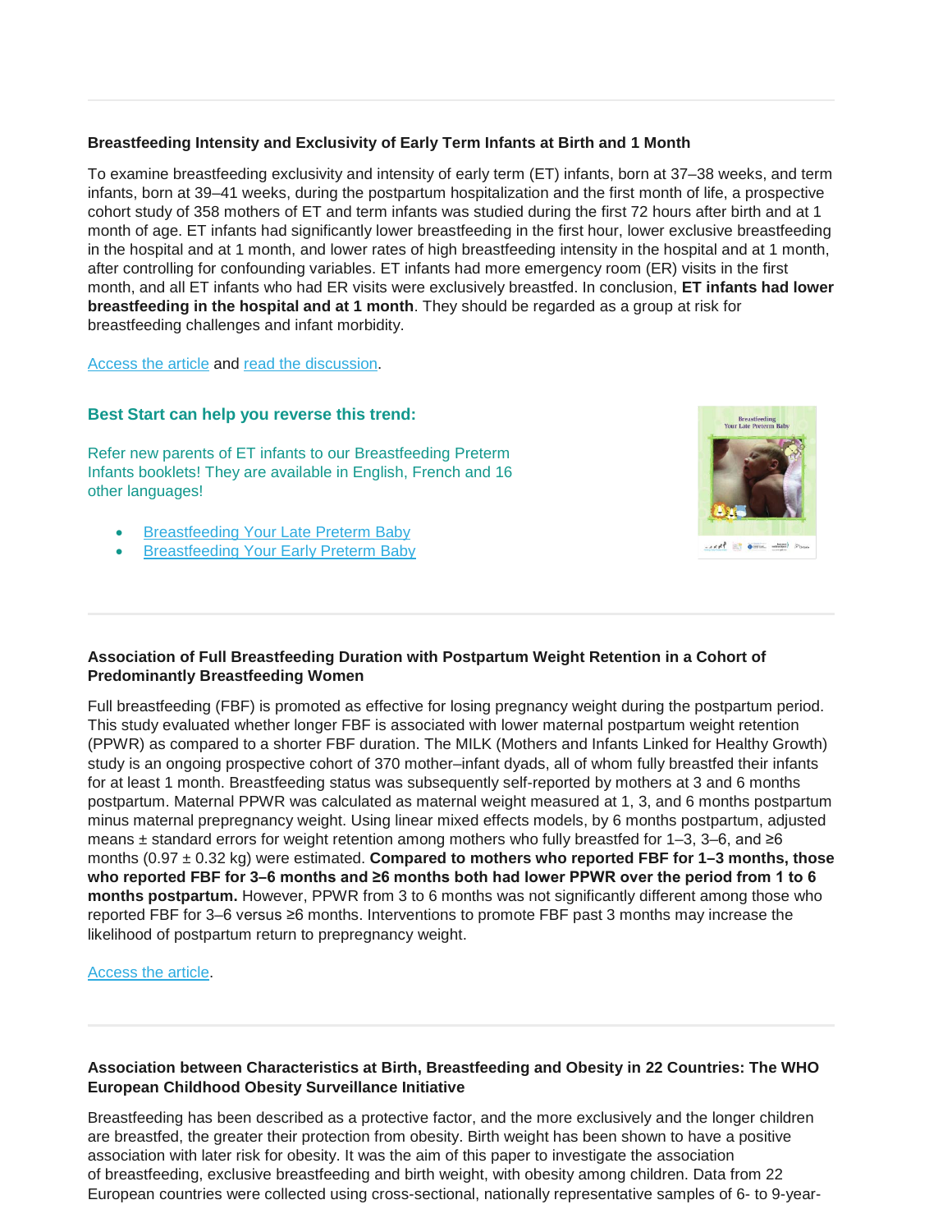### Breastfeeding Intensity and Exclusivity of Early Term Infants at Birth and 1 Month

To examine breastfeeding exclusivity and intensity of early term (ET) infants, born at 37–38 weeks, and term infants, born at 39–41 weeks, during the postpartum hospitalization and the first month of life, a prospective cohort study of 358 mothers of ET and term infants was studied during the first 72 hours after birth and at 1 month of age. ET infants had significantly lower breastfeeding in the first hour, lower exclusive breastfeeding in the hospital and at 1 month, and lower rates of high breastfeeding intensity in the hospital and at 1 month, after controlling for confounding variables. ET infants had more emergency room (ER) visits in the first month, and all ET infants who had ER visits were exclusively breastfed. In conclusion, **ET infants had lower breastfeeding in the hospital and at 1 month**. They should be regarded as a group at risk for breastfeeding challenges and infant morbidity.

Access the article and read the discussion.

**Best Start can help you reverse this trend:**

Refer new parents of ET infants to our Breastfeeding Preterm Infants booklets! They are available in English, French and 16 other languages!

- Breastfeeding Your Late Preterm Baby
- Breastfeeding Your Early Preterm Baby

---

### Association of Full Breastfeeding Duration with Postpartum Weight Retention in a Cohort of Predominantly Breastfeeding Women

Full breastfeeding (FBF) is promoted as effective for losing pregnancy weight during the postpartum period. This study evaluated whether longer FBF is associated with lower maternal postpartum weight retention (PPWR) as compared to a shorter FBF duration. The MILK (Mothers and Infants Linked for Healthy Growth) study is an ongoing prospective cohort of 370 mother–infant dyads, all of whom fully breastfed their infants for at least 1 month. Breastfeeding status was subsequently self-reported by mothers at 3 and 6 months postpartum. Maternal PPWR was calculated as maternal weight measured at 1, 3, and 6 months postpartum minus maternal prepregnancy weight. Using linear mixed effects models, by 6 months postpartum, adjusted means ± standard errors for weight retention among mothers who fully breastfed for 1–3, 3–6, and ≥6 months (0.97 ± 0.32 kg) were estimated. **Compared to mothers who reported FBF for 1–3 months, those who reported FBF for 3–6 months and ≥6 months both had lower PPWR over the period from 1 to 6 months postpartum.** However, PPWR from 3 to 6 months was not significantly different among those who reported FBF for 3–6 versus ≥6 months. Interventions to promote FBF past 3 months may increase the likelihood of postpartum return to prepregnancy weight.

Access the article.

---

### Association between Characteristics at Birth, Breastfeeding and Obesity in 22 Countries: The WHO European Childhood Obesity Surveillance Initiative

Breastfeeding has been described as a protective factor, and the more exclusively and the longer children are breastfed, the greater their protection from obesity. Birth weight has been shown to have a positive association with later risk for obesity. It was the aim of this paper to investigate the association of breastfeeding, exclusive breastfeeding and birth weight, with obesity among children. Data from 22 European countries were collected using cross-sectional, nationally representative samples of 6- to 9-year-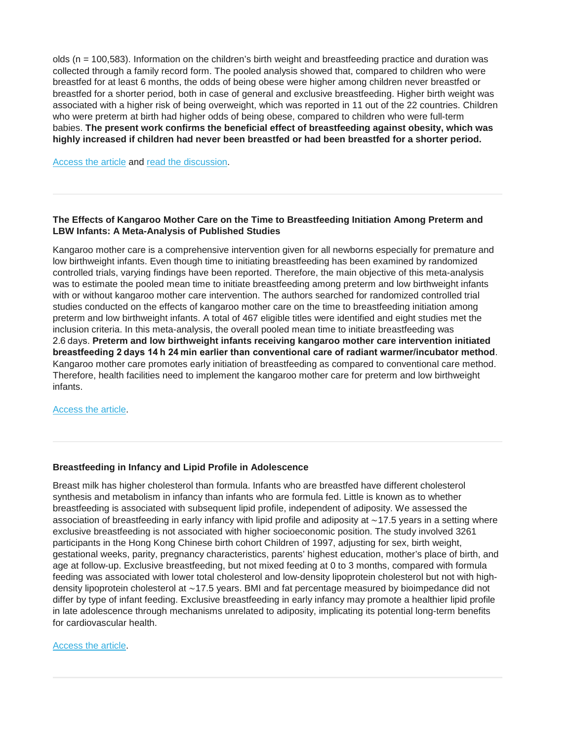olds (n = 100,583). Information on the children's birth weight and breastfeeding practice and duration was collected through a family record form. The pooled analysis showed that, compared to children who were breastfed for at least 6 months, the odds of being obese were higher among children never breastfed or breastfed for a shorter period, both in case of general and exclusive breastfeeding. Higher birth weight was associated with a higher risk of being overweight, which was reported in 11 out of the 22 countries. Children who were preterm at birth had higher odds of being obese, compared to children who were full-term babies. **The present work confirms the beneficial effect of breastfeeding against obesity, which was highly increased if children had never been breastfed or had been breastfed for a shorter period.**

Access the article and read the discussion.

---

### The Effects of Kangaroo Mother Care on the Time to Breastfeeding Initiation Among Preterm and LBW Infants: A Meta-Analysis of Published Studies

Kangaroo mother care is a comprehensive intervention given for all newborns especially for premature and low birthweight infants. Even though time to initiating breastfeeding has been examined by randomized controlled trials, varying findings have been reported. Therefore, the main objective of this meta-analysis was to estimate the pooled mean time to initiate breastfeeding among preterm and low birthweight infants with or without kangaroo mother care intervention. The authors searched for randomized controlled trial studies conducted on the effects of kangaroo mother care on the time to breastfeeding initiation among preterm and low birthweight infants. A total of 467 eligible titles were identified and eight studies met the inclusion criteria. In this meta-analysis, the overall pooled mean time to initiate breastfeeding was 2.6 days. **Preterm and low birthweight infants receiving kangaroo mother care intervention initiated breastfeeding 2 days 14 h 24 min earlier than conventional care of radiant warmer/incubator method**. Kangaroo mother care promotes early initiation of breastfeeding as compared to conventional care method. Therefore, health facilities need to implement the kangaroo mother care for preterm and low birthweight infants.

Access the article.

---

### Breastfeeding in Infancy and Lipid Profile in Adolescence

Breast milk has higher cholesterol than formula. Infants who are breastfed have different cholesterol synthesis and metabolism in infancy than infants who are formula fed. Little is known as to whether breastfeeding is associated with subsequent lipid profile, independent of adiposity. We assessed the association of breastfeeding in early infancy with lipid profile and adiposity at ~17.5 years in a setting where exclusive breastfeeding is not associated with higher socioeconomic position. The study involved 3261 participants in the Hong Kong Chinese birth cohort Children of 1997, adjusting for sex, birth weight, gestational weeks, parity, pregnancy characteristics, parents' highest education, mother's place of birth, and age at follow-up. Exclusive breastfeeding, but not mixed feeding at 0 to 3 months, compared with formula feeding was associated with lower total cholesterol and low-density lipoprotein cholesterol but not with high-density lipoprotein cholesterol at ~17.5 years. BMI and fat percentage measured by bioimpedance did not differ by type of infant feeding. Exclusive breastfeeding in early infancy may promote a healthier lipid profile in late adolescence through mechanisms unrelated to adiposity, implicating its potential long-term benefits for cardiovascular health.

Access the article.

---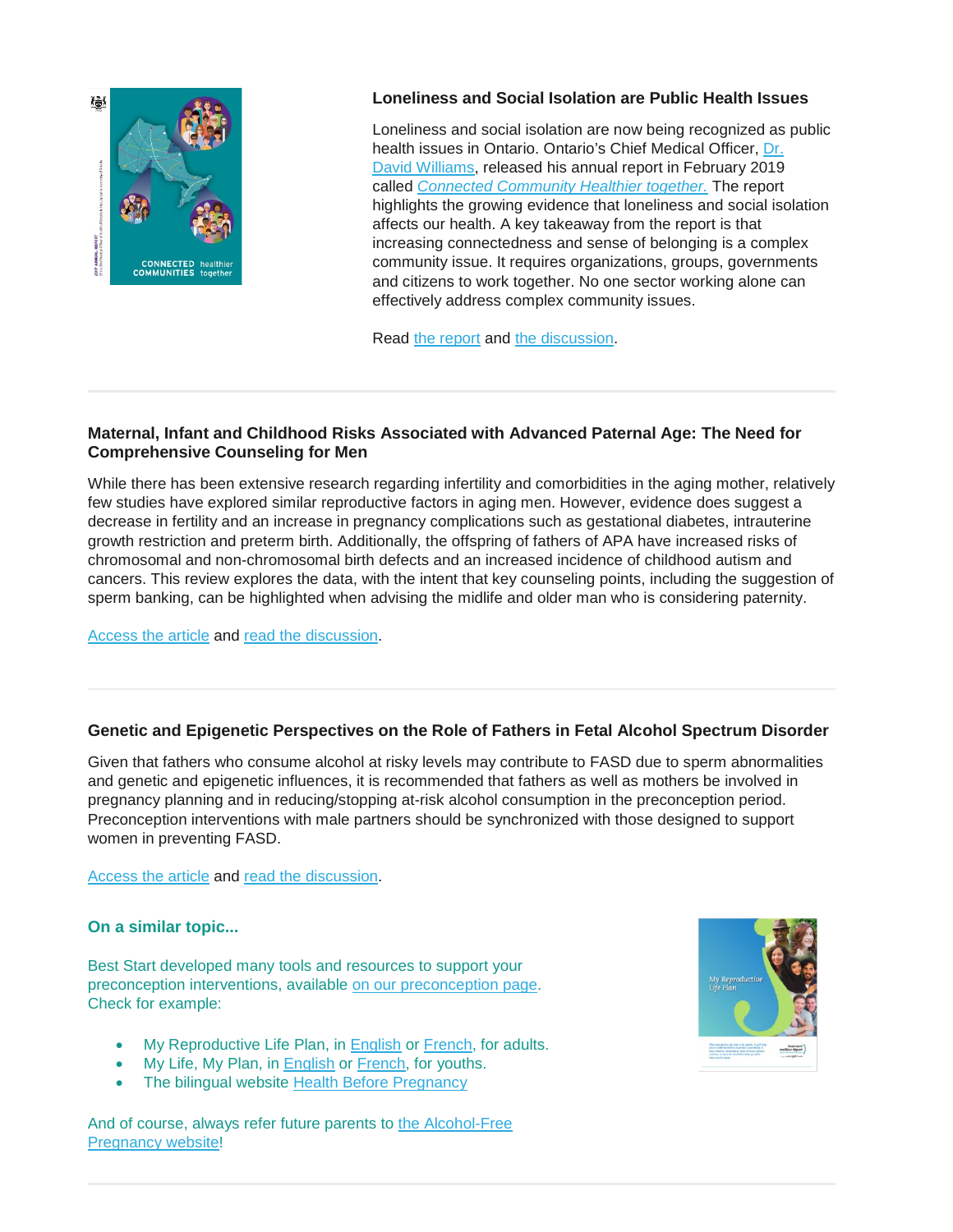### Loneliness and Social Isolation are Public Health Issues

Loneliness and social isolation are now being recognized as public health issues in Ontario. Ontario's Chief Medical Officer, Dr. David Williams, released his annual report in February 2019 called *Connected Community Healthier together.* The report highlights the growing evidence that loneliness and social isolation affects our health. A key takeaway from the report is that increasing connectedness and sense of belonging is a complex community issue. It requires organizations, groups, governments and citizens to work together. No one sector working alone can effectively address complex community issues.

Read the report and the discussion.

---

### Maternal, Infant and Childhood Risks Associated with Advanced Paternal Age: The Need for Comprehensive Counseling for Men

While there has been extensive research regarding infertility and comorbidities in the aging mother, relatively few studies have explored similar reproductive factors in aging men. However, evidence does suggest a decrease in fertility and an increase in pregnancy complications such as gestational diabetes, intrauterine growth restriction and preterm birth. Additionally, the offspring of fathers of APA have increased risks of chromosomal and non-chromosomal birth defects and an increased incidence of childhood autism and cancers. This review explores the data, with the intent that key counseling points, including the suggestion of sperm banking, can be highlighted when advising the midlife and older man who is considering paternity.

Access the article and read the discussion.

---

### Genetic and Epigenetic Perspectives on the Role of Fathers in Fetal Alcohol Spectrum Disorder

Given that fathers who consume alcohol at risky levels may contribute to FASD due to sperm abnormalities and genetic and epigenetic influences, it is recommended that fathers as well as mothers be involved in pregnancy planning and in reducing/stopping at-risk alcohol consumption in the preconception period. Preconception interventions with male partners should be synchronized with those designed to support women in preventing FASD.

Access the article and read the discussion.

#### On a similar topic...

Best Start developed many tools and resources to support your preconception interventions, available on our preconception page. Check for example:

- My Reproductive Life Plan, in English or French, for adults.
- My Life, My Plan, in English or French, for youths.
- The bilingual website Health Before Pregnancy

And of course, always refer future parents to the Alcohol-Free Pregnancy website!

---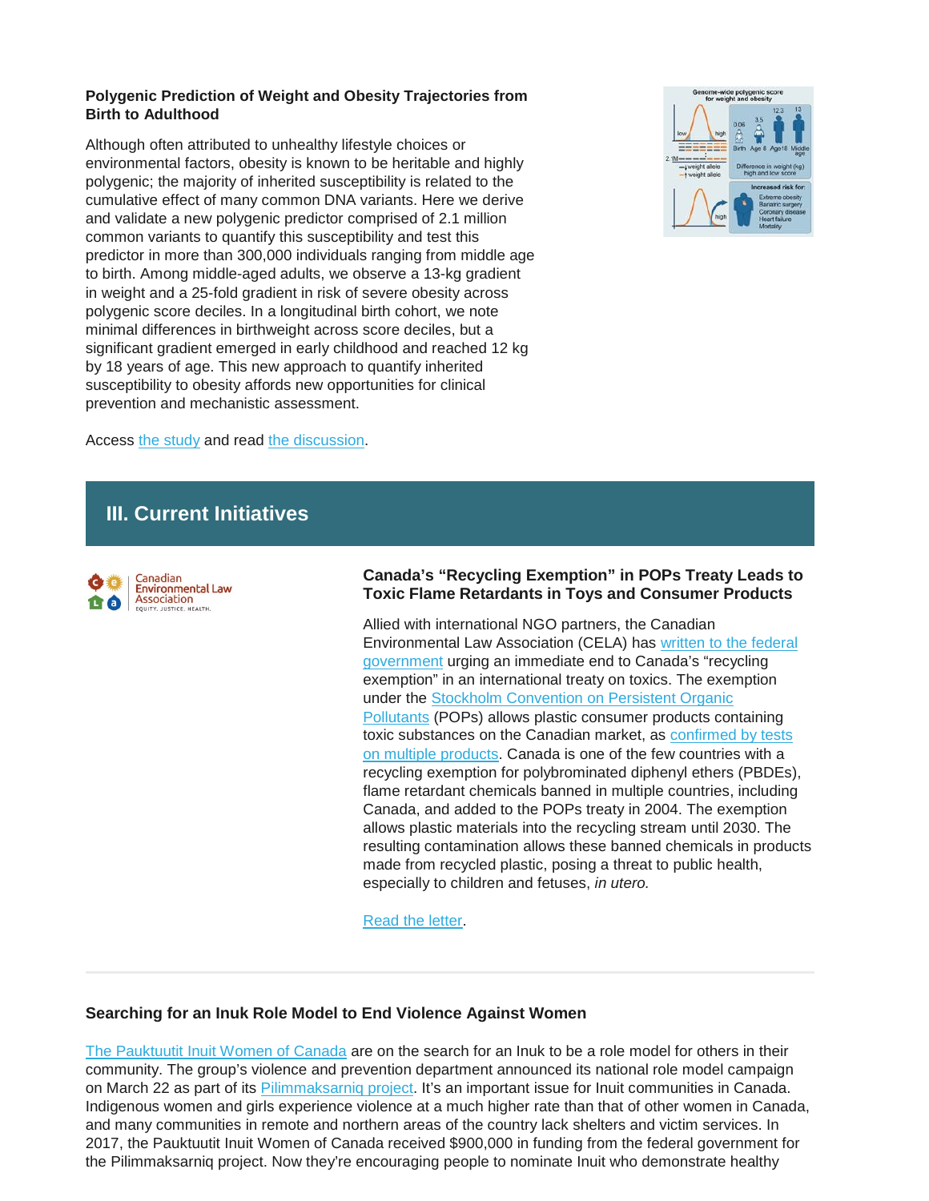**Polygenic Prediction of Weight and Obesity Trajectories from Birth to Adulthood**

Although often attributed to unhealthy lifestyle choices or environmental factors, obesity is known to be heritable and highly polygenic; the majority of inherited susceptibility is related to the cumulative effect of many common DNA variants. Here we derive and validate a new polygenic predictor comprised of 2.1 million common variants to quantify this susceptibility and test this predictor in more than 300,000 individuals ranging from middle age to birth. Among middle-aged adults, we observe a 13-kg gradient in weight and a 25-fold gradient in risk of severe obesity across polygenic score deciles. In a longitudinal birth cohort, we note minimal differences in birthweight across score deciles, but a significant gradient emerged in early childhood and reached 12 kg by 18 years of age. This new approach to quantify inherited susceptibility to obesity affords new opportunities for clinical prevention and mechanistic assessment.

Access the study and read the discussion.

## III. Current Initiatives

**Canada's "Recycling Exemption" in POPs Treaty Leads to Toxic Flame Retardants in Toys and Consumer Products**

Allied with international NGO partners, the Canadian Environmental Law Association (CELA) has written to the federal government urging an immediate end to Canada's "recycling exemption" in an international treaty on toxics. The exemption under the Stockholm Convention on Persistent Organic Pollutants (POPs) allows plastic consumer products containing toxic substances on the Canadian market, as confirmed by tests on multiple products. Canada is one of the few countries with a recycling exemption for polybrominated diphenyl ethers (PBDEs), flame retardant chemicals banned in multiple countries, including Canada, and added to the POPs treaty in 2004. The exemption allows plastic materials into the recycling stream until 2030. The resulting contamination allows these banned chemicals in products made from recycled plastic, posing a threat to public health, especially to children and fetuses, *in utero.*

Read the letter.

---

**Searching for an Inuk Role Model to End Violence Against Women**

The Pauktuutit Inuit Women of Canada are on the search for an Inuk to be a role model for others in their community. The group's violence and prevention department announced its national role model campaign on March 22 as part of its Pilimmaksarniq project. It's an important issue for Inuit communities in Canada. Indigenous women and girls experience violence at a much higher rate than that of other women in Canada, and many communities in remote and northern areas of the country lack shelters and victim services. In 2017, the Pauktuutit Inuit Women of Canada received $900,000 in funding from the federal government for the Pilimmaksarniq project. Now they're encouraging people to nominate Inuit who demonstrate healthy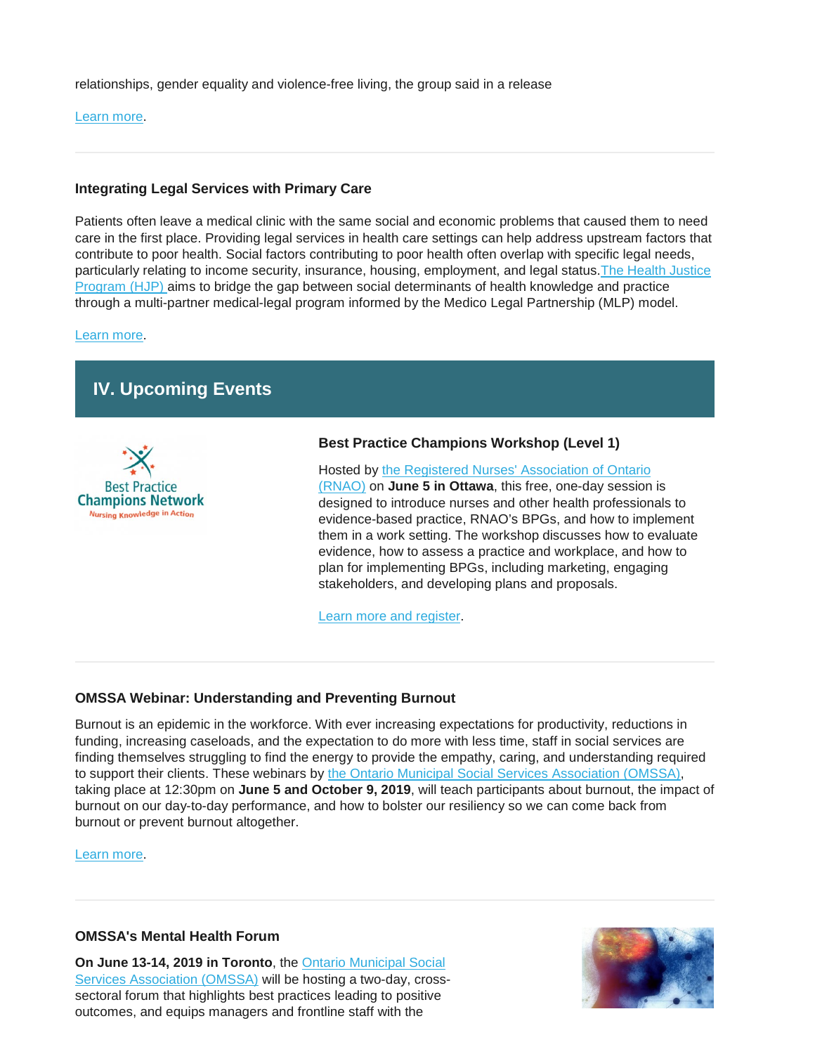relationships, gender equality and violence-free living, the group said in a release

Learn more.

---

### Integrating Legal Services with Primary Care

Patients often leave a medical clinic with the same social and economic problems that caused them to need care in the first place. Providing legal services in health care settings can help address upstream factors that contribute to poor health. Social factors contributing to poor health often overlap with specific legal needs, particularly relating to income security, insurance, housing, employment, and legal status. The Health Justice Program (HJP) aims to bridge the gap between social determinants of health knowledge and practice through a multi-partner medical-legal program informed by the Medico Legal Partnership (MLP) model.

Learn more.

## IV. Upcoming Events

Best Practice Champions Network
Nursing Knowledge in Action

### Best Practice Champions Workshop (Level 1)

Hosted by the Registered Nurses' Association of Ontario (RNAO) on **June 5 in Ottawa**, this free, one-day session is designed to introduce nurses and other health professionals to evidence-based practice, RNAO's BPGs, and how to implement them in a work setting. The workshop discusses how to evaluate evidence, how to assess a practice and workplace, and how to plan for implementing BPGs, including marketing, engaging stakeholders, and developing plans and proposals.

Learn more and register.

---

### OMSSA Webinar: Understanding and Preventing Burnout

Burnout is an epidemic in the workforce. With ever increasing expectations for productivity, reductions in funding, increasing caseloads, and the expectation to do more with less time, staff in social services are finding themselves struggling to find the energy to provide the empathy, caring, and understanding required to support their clients. These webinars by the Ontario Municipal Social Services Association (OMSSA), taking place at 12:30pm on **June 5 and October 9, 2019**, will teach participants about burnout, the impact of burnout on our day-to-day performance, and how to bolster our resiliency so we can come back from burnout or prevent burnout altogether.

Learn more.

---

### OMSSA's Mental Health Forum

**On June 13-14, 2019 in Toronto**, the Ontario Municipal Social Services Association (OMSSA) will be hosting a two-day, cross-sectoral forum that highlights best practices leading to positive outcomes, and equips managers and frontline staff with the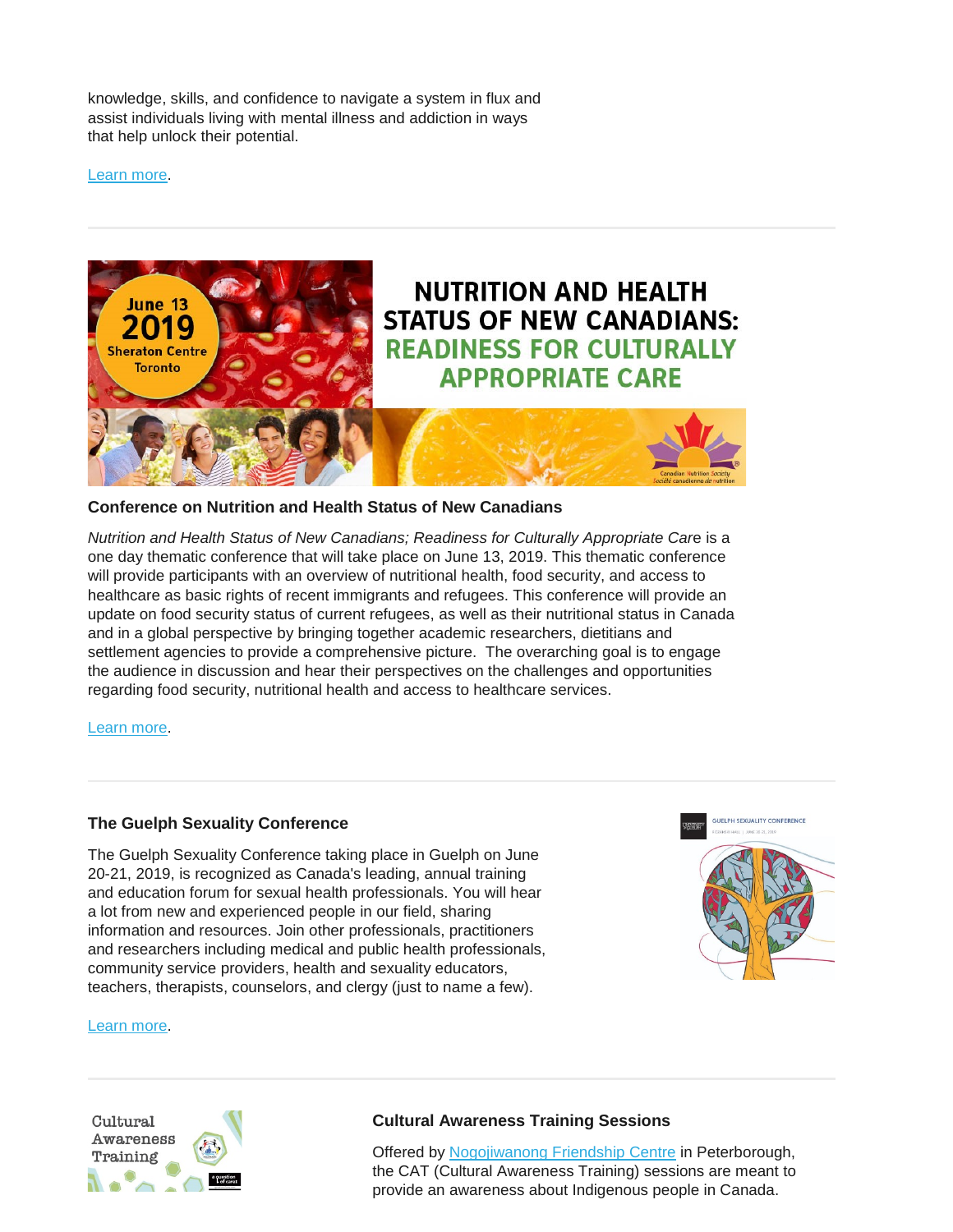knowledge, skills, and confidence to navigate a system in flux and assist individuals living with mental illness and addiction in ways that help unlock their potential.

Learn more.

---

**Conference on Nutrition and Health Status of New Canadians**

*Nutrition and Health Status of New Canadians; Readiness for Culturally Appropriate Car*e is a one day thematic conference that will take place on June 13, 2019. This thematic conference will provide participants with an overview of nutritional health, food security, and access to healthcare as basic rights of recent immigrants and refugees. This conference will provide an update on food security status of current refugees, as well as their nutritional status in Canada and in a global perspective by bringing together academic researchers, dietitians and settlement agencies to provide a comprehensive picture. The overarching goal is to engage the audience in discussion and hear their perspectives on the challenges and opportunities regarding food security, nutritional health and access to healthcare services.

Learn more.

---

**The Guelph Sexuality Conference**

The Guelph Sexuality Conference taking place in Guelph on June 20-21, 2019, is recognized as Canada's leading, annual training and education forum for sexual health professionals. You will hear a lot from new and experienced people in our field, sharing information and resources. Join other professionals, practitioners and researchers including medical and public health professionals, community service providers, health and sexuality educators, teachers, therapists, counselors, and clergy (just to name a few).

Learn more.

---

**Cultural Awareness Training Sessions**

Offered by Nogojiwanong Friendship Centre in Peterborough, the CAT (Cultural Awareness Training) sessions are meant to provide an awareness about Indigenous people in Canada.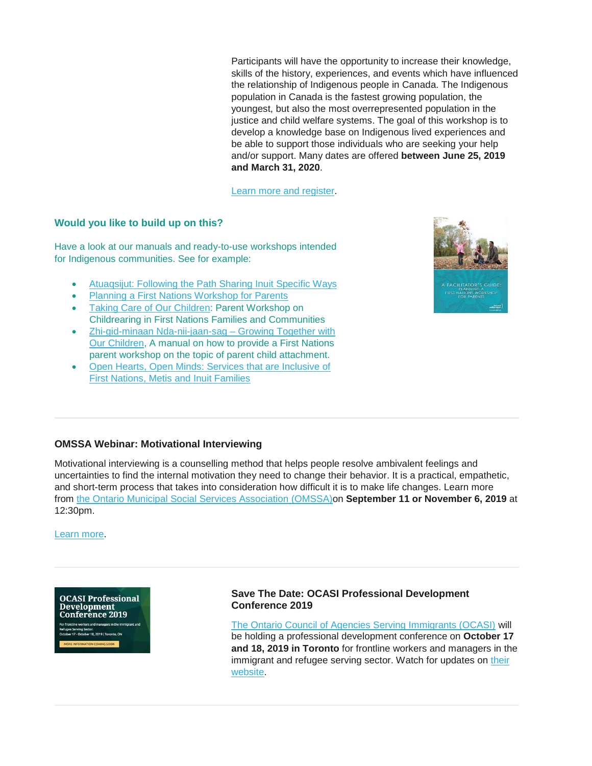Participants will have the opportunity to increase their knowledge, skills of the history, experiences, and events which have influenced the relationship of Indigenous people in Canada. The Indigenous population in Canada is the fastest growing population, the youngest, but also the most overrepresented population in the justice and child welfare systems. The goal of this workshop is to develop a knowledge base on Indigenous lived experiences and be able to support those individuals who are seeking your help and/or support. Many dates are offered **between June 25, 2019 and March 31, 2020**.

Learn more and register.

### Would you like to build up on this?

Have a look at our manuals and ready-to-use workshops intended for Indigenous communities. See for example:

- Atuaqsijut: Following the Path Sharing Inuit Specific Ways
- Planning a First Nations Workshop for Parents
- Taking Care of Our Children: Parent Workshop on Childrearing in First Nations Families and Communities
- Zhi-gid-minaan Nda-nii-jaan-sag – Growing Together with Our Children, A manual on how to provide a First Nations parent workshop on the topic of parent child attachment.
- Open Hearts, Open Minds: Services that are Inclusive of First Nations, Metis and Inuit Families

---

### OMSSA Webinar: Motivational Interviewing

Motivational interviewing is a counselling method that helps people resolve ambivalent feelings and uncertainties to find the internal motivation they need to change their behavior. It is a practical, empathetic, and short-term process that takes into consideration how difficult it is to make life changes. Learn more from the Ontario Municipal Social Services Association (OMSSA)on **September 11 or November 6, 2019** at 12:30pm.

Learn more.

---

### Save The Date: OCASI Professional Development Conference 2019

The Ontario Council of Agencies Serving Immigrants (OCASI) will be holding a professional development conference on **October 17 and 18, 2019 in Toronto** for frontline workers and managers in the immigrant and refugee serving sector. Watch for updates on their website.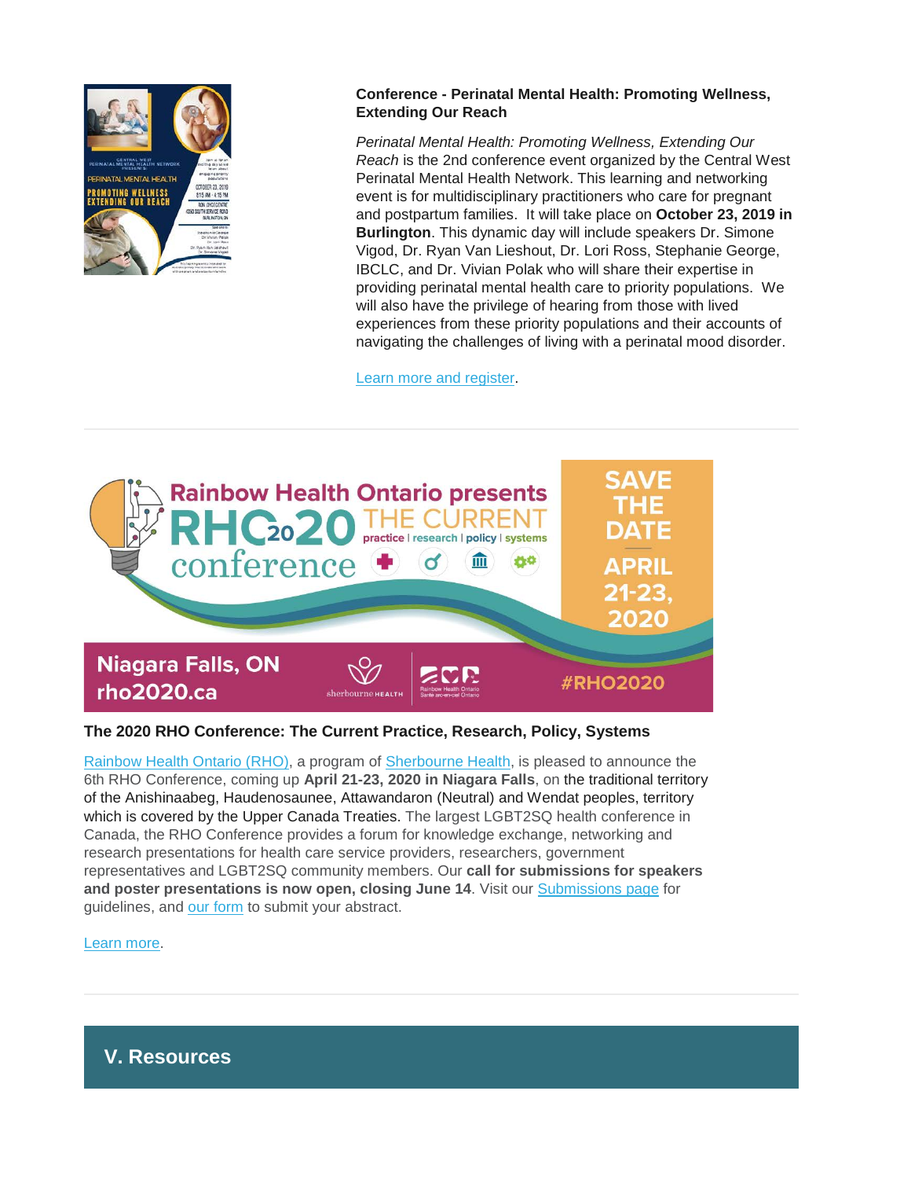**Conference - Perinatal Mental Health: Promoting Wellness, Extending Our Reach**

*Perinatal Mental Health: Promoting Wellness, Extending Our Reach* is the 2nd conference event organized by the Central West Perinatal Mental Health Network. This learning and networking event is for multidisciplinary practitioners who care for pregnant and postpartum families. It will take place on **October 23, 2019 in Burlington**. This dynamic day will include speakers Dr. Simone Vigod, Dr. Ryan Van Lieshout, Dr. Lori Ross, Stephanie George, IBCLC, and Dr. Vivian Polak who will share their expertise in providing perinatal mental health care to priority populations. We will also have the privilege of hearing from those with lived experiences from these priority populations and their accounts of navigating the challenges of living with a perinatal mood disorder.

[Learn more and register](#).

---

**The 2020 RHO Conference: The Current Practice, Research, Policy, Systems**

[Rainbow Health Ontario (RHO)](#), a program of [Sherbourne Health](#), is pleased to announce the 6th RHO Conference, coming up **April 21-23, 2020 in Niagara Falls**, on the traditional territory of the Anishinaabeg, Haudenosaunee, Attawandaron (Neutral) and Wendat peoples, territory which is covered by the Upper Canada Treaties. The largest LGBT2SQ health conference in Canada, the RHO Conference provides a forum for knowledge exchange, networking and research presentations for health care service providers, researchers, government representatives and LGBT2SQ community members. Our **call for submissions for speakers and poster presentations is now open, closing June 14**. Visit our [Submissions page](#) for guidelines, and [our form](#) to submit your abstract.

[Learn more](#).

---

## V. Resources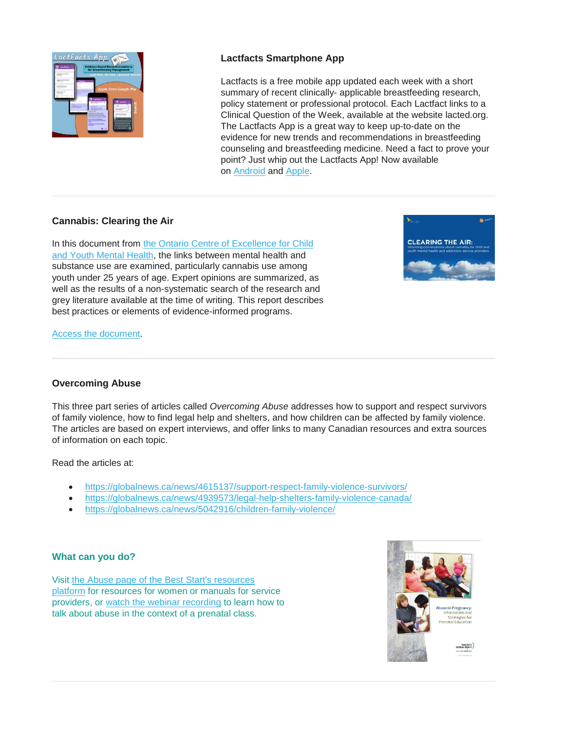## Lactfacts Smartphone App

Lactfacts is a free mobile app updated each week with a short summary of recent clinically- applicable breastfeeding research, policy statement or professional protocol. Each Lactfact links to a Clinical Question of the Week, available at the website lacted.org. The Lactfacts App is a great way to keep up-to-date on the evidence for new trends and recommendations in breastfeeding counseling and breastfeeding medicine. Need a fact to prove your point? Just whip out the Lactfacts App! Now available on Android and Apple.

---

## Cannabis: Clearing the Air

In this document from the Ontario Centre of Excellence for Child and Youth Mental Health, the links between mental health and substance use are examined, particularly cannabis use among youth under 25 years of age. Expert opinions are summarized, as well as the results of a non-systematic search of the research and grey literature available at the time of writing. This report describes best practices or elements of evidence-informed programs.

Access the document.

---

## Overcoming Abuse

This three part series of articles called *Overcoming Abuse* addresses how to support and respect survivors of family violence, how to find legal help and shelters, and how children can be affected by family violence. The articles are based on expert interviews, and offer links to many Canadian resources and extra sources of information on each topic.

Read the articles at:

- https://globalnews.ca/news/4615137/support-respect-family-violence-survivors/
- https://globalnews.ca/news/4939573/legal-help-shelters-family-violence-canada/
- https://globalnews.ca/news/5042916/children-family-violence/

### What can you do?

Visit the Abuse page of the Best Start's resources platform for resources for women or manuals for service providers, or watch the webinar recording to learn how to talk about abuse in the context of a prenatal class.

---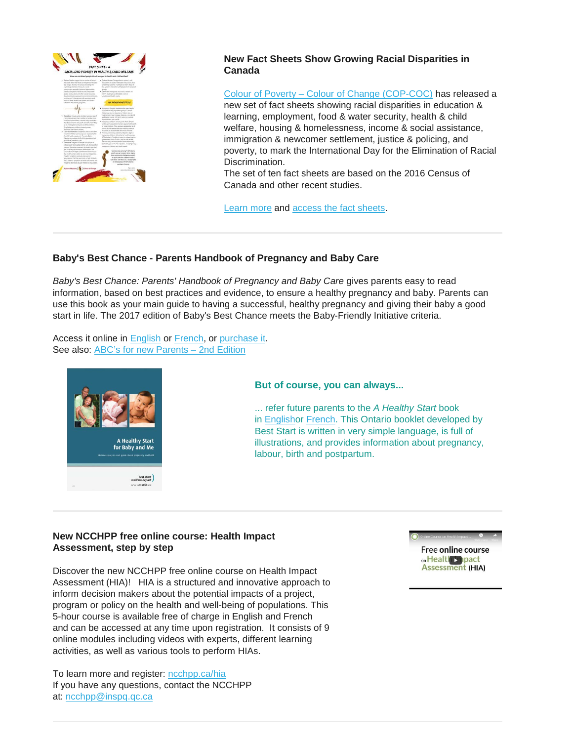### New Fact Sheets Show Growing Racial Disparities in Canada

Colour of Poverty – Colour of Change (COP-COC) has released a new set of fact sheets showing racial disparities in education & learning, employment, food & water security, health & child welfare, housing & homelessness, income & social assistance, immigration & newcomer settlement, justice & policing, and poverty, to mark the International Day for the Elimination of Racial Discrimination.
The set of ten fact sheets are based on the 2016 Census of Canada and other recent studies.

Learn more and access the fact sheets.

---

### Baby's Best Chance - Parents Handbook of Pregnancy and Baby Care

*Baby's Best Chance: Parents' Handbook of Pregnancy and Baby Care* gives parents easy to read information, based on best practices and evidence, to ensure a healthy pregnancy and baby. Parents can use this book as your main guide to having a successful, healthy pregnancy and giving their baby a good start in life. The 2017 edition of Baby's Best Chance meets the Baby-Friendly Initiative criteria.

Access it online in English or French, or purchase it.
See also: ABC's for new Parents – 2nd Edition

### But of course, you can always...

... refer future parents to the *A Healthy Start* book in Englishor French. This Ontario booklet developed by Best Start is written in very simple language, is full of illustrations, and provides information about pregnancy, labour, birth and postpartum.

---

### New NCCHPP free online course: Health Impact Assessment, step by step

Discover the new NCCHPP free online course on Health Impact Assessment (HIA)! HIA is a structured and innovative approach to inform decision makers about the potential impacts of a project, program or policy on the health and well-being of populations. This 5-hour course is available free of charge in English and French and can be accessed at any time upon registration. It consists of 9 online modules including videos with experts, different learning activities, as well as various tools to perform HIAs.

To learn more and register: ncchpp.ca/hia
If you have any questions, contact the NCCHPP at: ncchpp@inspq.qc.ca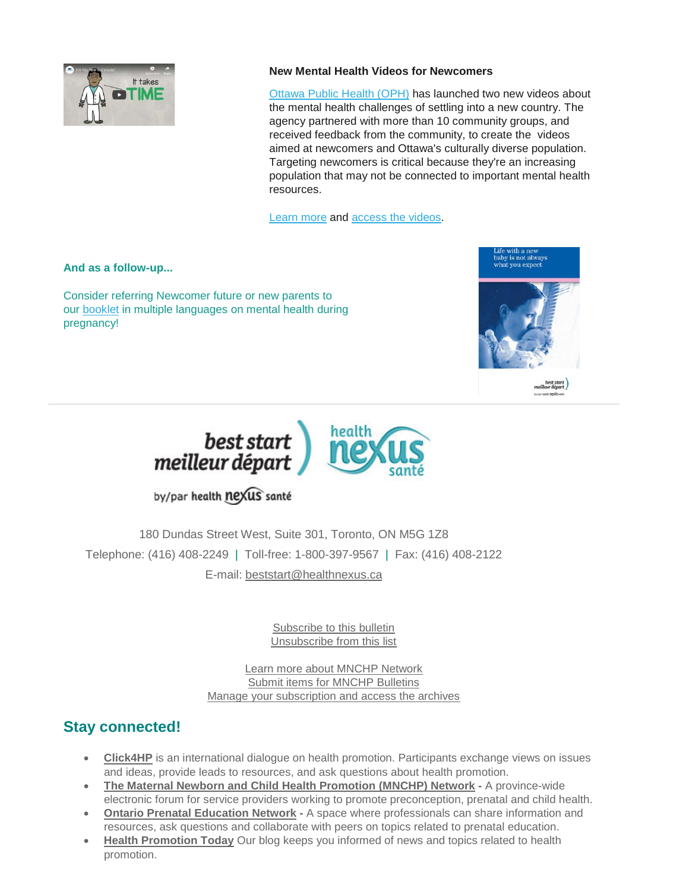**New Mental Health Videos for Newcomers**

Ottawa Public Health (OPH) has launched two new videos about the mental health challenges of settling into a new country. The agency partnered with more than 10 community groups, and received feedback from the community, to create the videos aimed at newcomers and Ottawa's culturally diverse population. Targeting newcomers is critical because they're an increasing population that may not be connected to important mental health resources.

Learn more and access the videos.

**And as a follow-up...**

Consider referring Newcomer future or new parents to our booklet in multiple languages on mental health during pregnancy!

180 Dundas Street West, Suite 301, Toronto, ON M5G 1Z8

Telephone: (416) 408-2249 | Toll-free: 1-800-397-9567 | Fax: (416) 408-2122

E-mail: beststart@healthnexus.ca

Subscribe to this bulletin
Unsubscribe from this list

Learn more about MNCHP Network
Submit items for MNCHP Bulletins
Manage your subscription and access the archives

## Stay connected!

- **Click4HP** is an international dialogue on health promotion. Participants exchange views on issues and ideas, provide leads to resources, and ask questions about health promotion.
- **The Maternal Newborn and Child Health Promotion (MNCHP) Network -** A province-wide electronic forum for service providers working to promote preconception, prenatal and child health.
- **Ontario Prenatal Education Network -** A space where professionals can share information and resources, ask questions and collaborate with peers on topics related to prenatal education.
- **Health Promotion Today** Our blog keeps you informed of news and topics related to health promotion.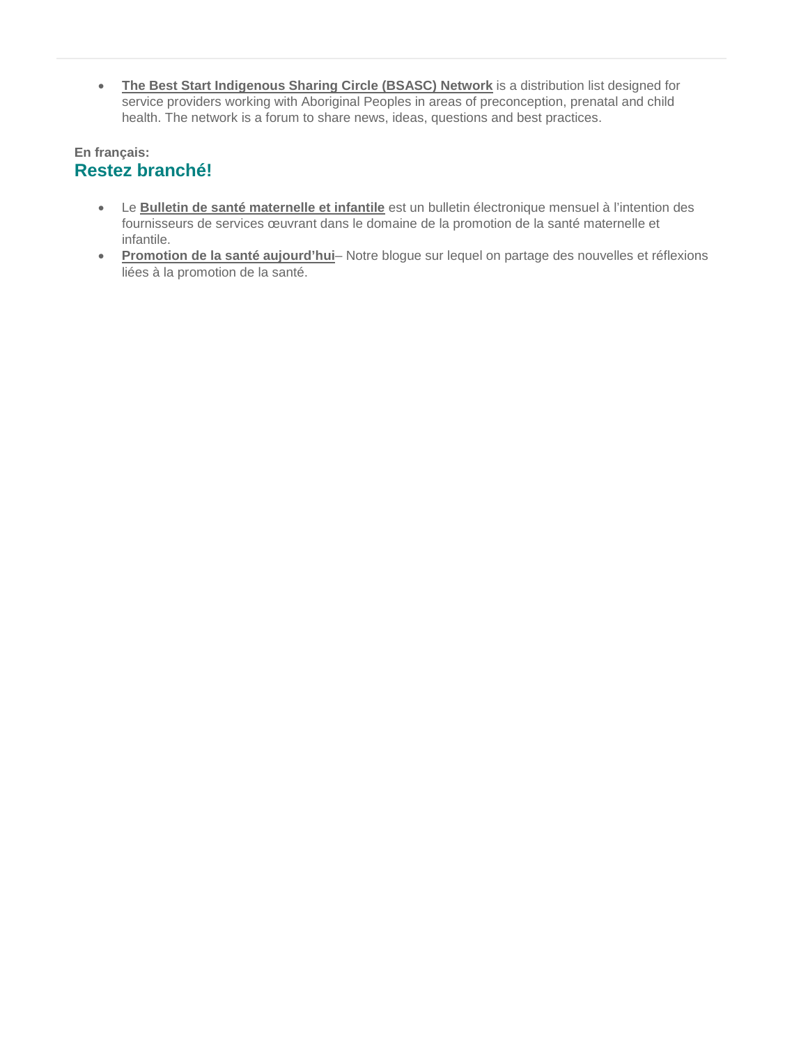- **The Best Start Indigenous Sharing Circle (BSASC) Network** is a distribution list designed for service providers working with Aboriginal Peoples in areas of preconception, prenatal and child health. The network is a forum to share news, ideas, questions and best practices.

**En français:**

## Restez branché!

- Le **Bulletin de santé maternelle et infantile** est un bulletin électronique mensuel à l'intention des fournisseurs de services œuvrant dans le domaine de la promotion de la santé maternelle et infantile.
- **Promotion de la santé aujourd'hui**– Notre blogue sur lequel on partage des nouvelles et réflexions liées à la promotion de la santé.